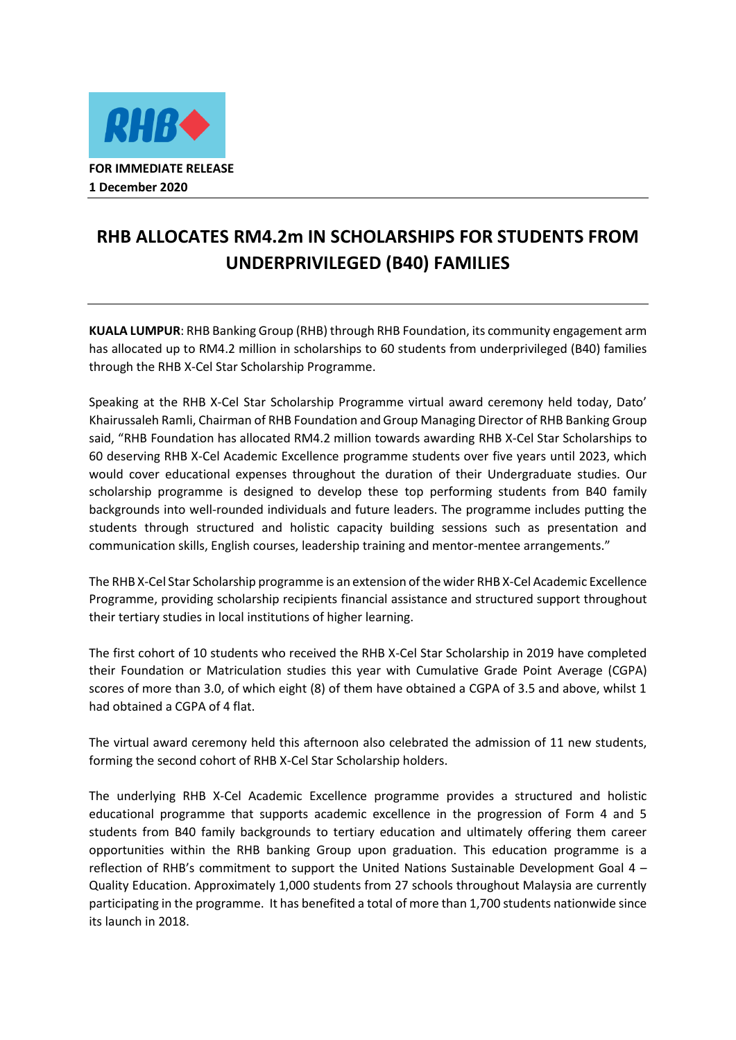**FOR IMMEDIATE RELEASE**
**1 December 2020**

# RHB ALLOCATES RM4.2m IN SCHOLARSHIPS FOR STUDENTS FROM UNDERPRIVILEGED (B40) FAMILIES

**KUALA LUMPUR**: RHB Banking Group (RHB) through RHB Foundation, its community engagement arm has allocated up to RM4.2 million in scholarships to 60 students from underprivileged (B40) families through the RHB X-Cel Star Scholarship Programme.

Speaking at the RHB X-Cel Star Scholarship Programme virtual award ceremony held today, Dato' Khairussaleh Ramli, Chairman of RHB Foundation and Group Managing Director of RHB Banking Group said, "RHB Foundation has allocated RM4.2 million towards awarding RHB X-Cel Star Scholarships to 60 deserving RHB X-Cel Academic Excellence programme students over five years until 2023, which would cover educational expenses throughout the duration of their Undergraduate studies. Our scholarship programme is designed to develop these top performing students from B40 family backgrounds into well-rounded individuals and future leaders. The programme includes putting the students through structured and holistic capacity building sessions such as presentation and communication skills, English courses, leadership training and mentor-mentee arrangements."

The RHB X-Cel Star Scholarship programme is an extension of the wider RHB X-Cel Academic Excellence Programme, providing scholarship recipients financial assistance and structured support throughout their tertiary studies in local institutions of higher learning.

The first cohort of 10 students who received the RHB X-Cel Star Scholarship in 2019 have completed their Foundation or Matriculation studies this year with Cumulative Grade Point Average (CGPA) scores of more than 3.0, of which eight (8) of them have obtained a CGPA of 3.5 and above, whilst 1 had obtained a CGPA of 4 flat.

The virtual award ceremony held this afternoon also celebrated the admission of 11 new students, forming the second cohort of RHB X-Cel Star Scholarship holders.

The underlying RHB X-Cel Academic Excellence programme provides a structured and holistic educational programme that supports academic excellence in the progression of Form 4 and 5 students from B40 family backgrounds to tertiary education and ultimately offering them career opportunities within the RHB banking Group upon graduation. This education programme is a reflection of RHB's commitment to support the United Nations Sustainable Development Goal 4 – Quality Education. Approximately 1,000 students from 27 schools throughout Malaysia are currently participating in the programme. It has benefited a total of more than 1,700 students nationwide since its launch in 2018.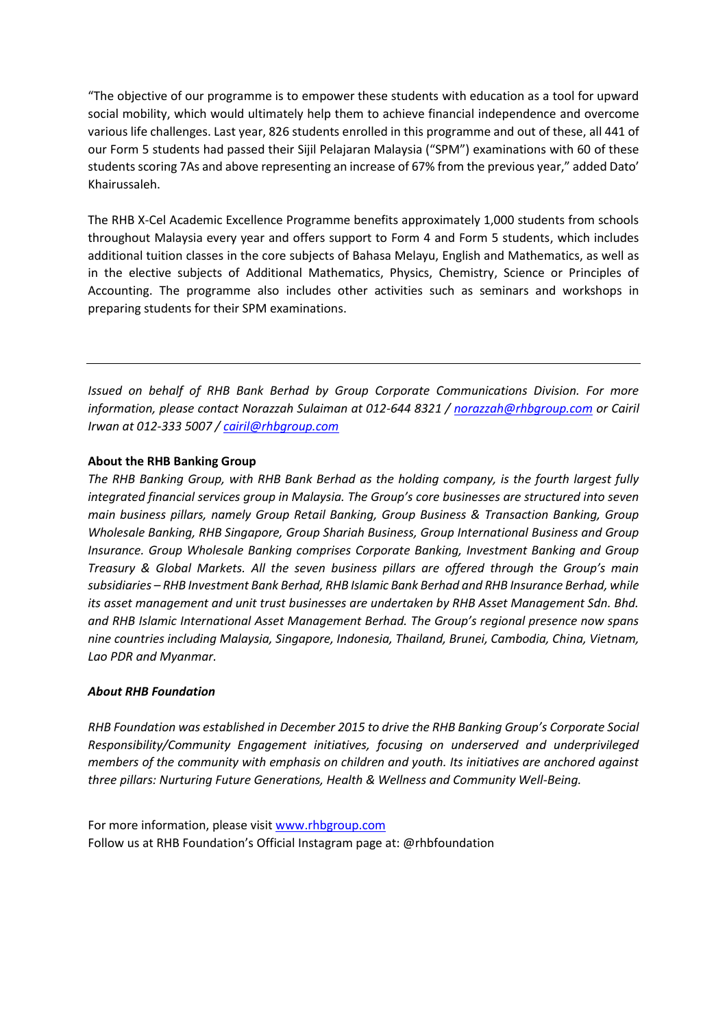"The objective of our programme is to empower these students with education as a tool for upward social mobility, which would ultimately help them to achieve financial independence and overcome various life challenges. Last year, 826 students enrolled in this programme and out of these, all 441 of our Form 5 students had passed their Sijil Pelajaran Malaysia ("SPM") examinations with 60 of these students scoring 7As and above representing an increase of 67% from the previous year," added Dato' Khairussaleh.

The RHB X-Cel Academic Excellence Programme benefits approximately 1,000 students from schools throughout Malaysia every year and offers support to Form 4 and Form 5 students, which includes additional tuition classes in the core subjects of Bahasa Melayu, English and Mathematics, as well as in the elective subjects of Additional Mathematics, Physics, Chemistry, Science or Principles of Accounting. The programme also includes other activities such as seminars and workshops in preparing students for their SPM examinations.

---

*Issued on behalf of RHB Bank Berhad by Group Corporate Communications Division. For more information, please contact Norazzah Sulaiman at 012-644 8321 / norazzah@rhbgroup.com or Cairil Irwan at 012-333 5007 / cairil@rhbgroup.com*

**About the RHB Banking Group**

*The RHB Banking Group, with RHB Bank Berhad as the holding company, is the fourth largest fully integrated financial services group in Malaysia. The Group's core businesses are structured into seven main business pillars, namely Group Retail Banking, Group Business & Transaction Banking, Group Wholesale Banking, RHB Singapore, Group Shariah Business, Group International Business and Group Insurance. Group Wholesale Banking comprises Corporate Banking, Investment Banking and Group Treasury & Global Markets. All the seven business pillars are offered through the Group's main subsidiaries – RHB Investment Bank Berhad, RHB Islamic Bank Berhad and RHB Insurance Berhad, while its asset management and unit trust businesses are undertaken by RHB Asset Management Sdn. Bhd. and RHB Islamic International Asset Management Berhad. The Group's regional presence now spans nine countries including Malaysia, Singapore, Indonesia, Thailand, Brunei, Cambodia, China, Vietnam, Lao PDR and Myanmar.*

***About RHB Foundation***

*RHB Foundation was established in December 2015 to drive the RHB Banking Group's Corporate Social Responsibility/Community Engagement initiatives, focusing on underserved and underprivileged members of the community with emphasis on children and youth. Its initiatives are anchored against three pillars: Nurturing Future Generations, Health & Wellness and Community Well-Being.*

For more information, please visit www.rhbgroup.com
Follow us at RHB Foundation's Official Instagram page at: @rhbfoundation